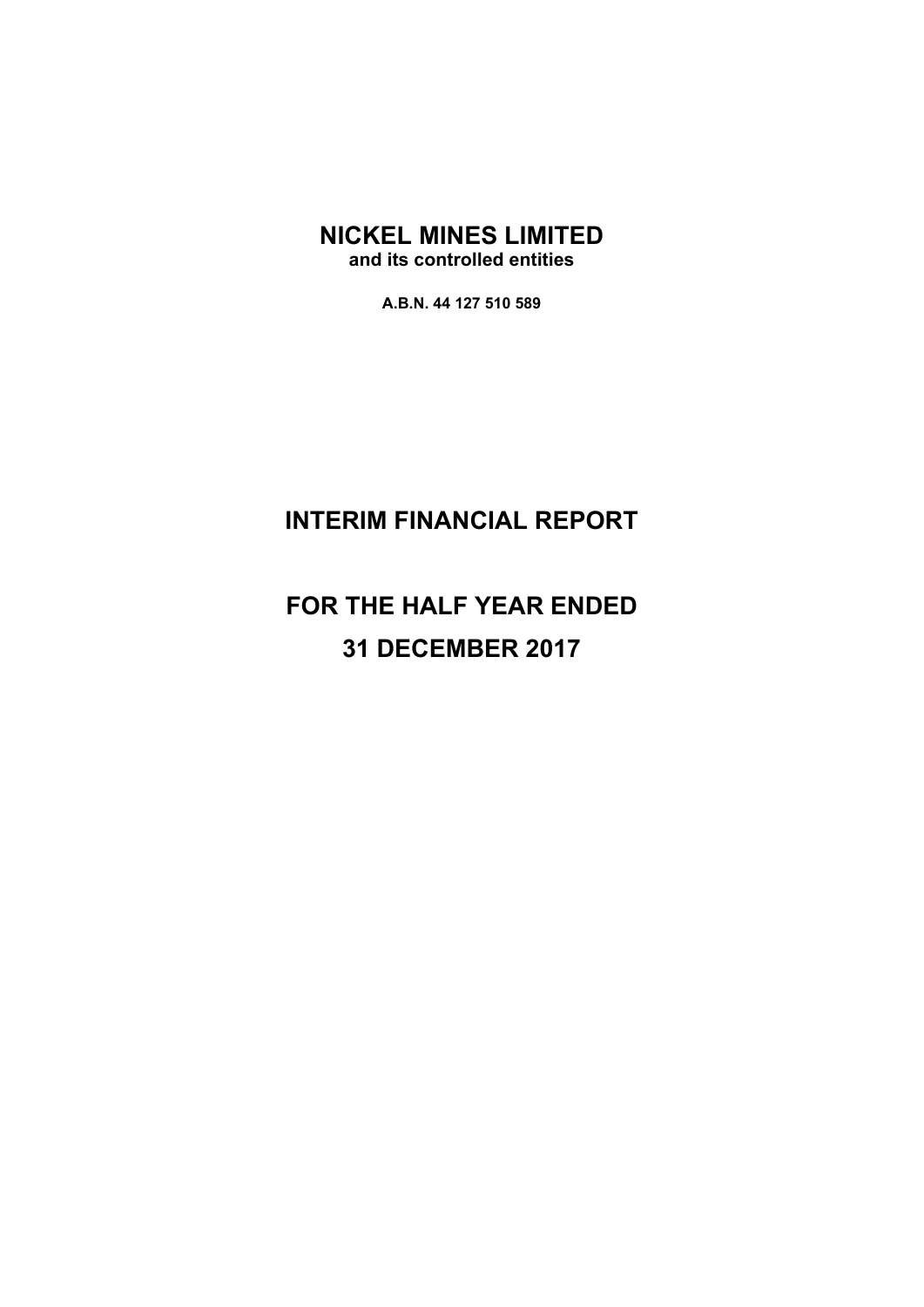# NICKEL MINES LIMITED

**and its controlled entities**

**A.B.N. 44 127 510 589**

# INTERIM FINANCIAL REPORT

# FOR THE HALF YEAR ENDED

# 31 DECEMBER 2017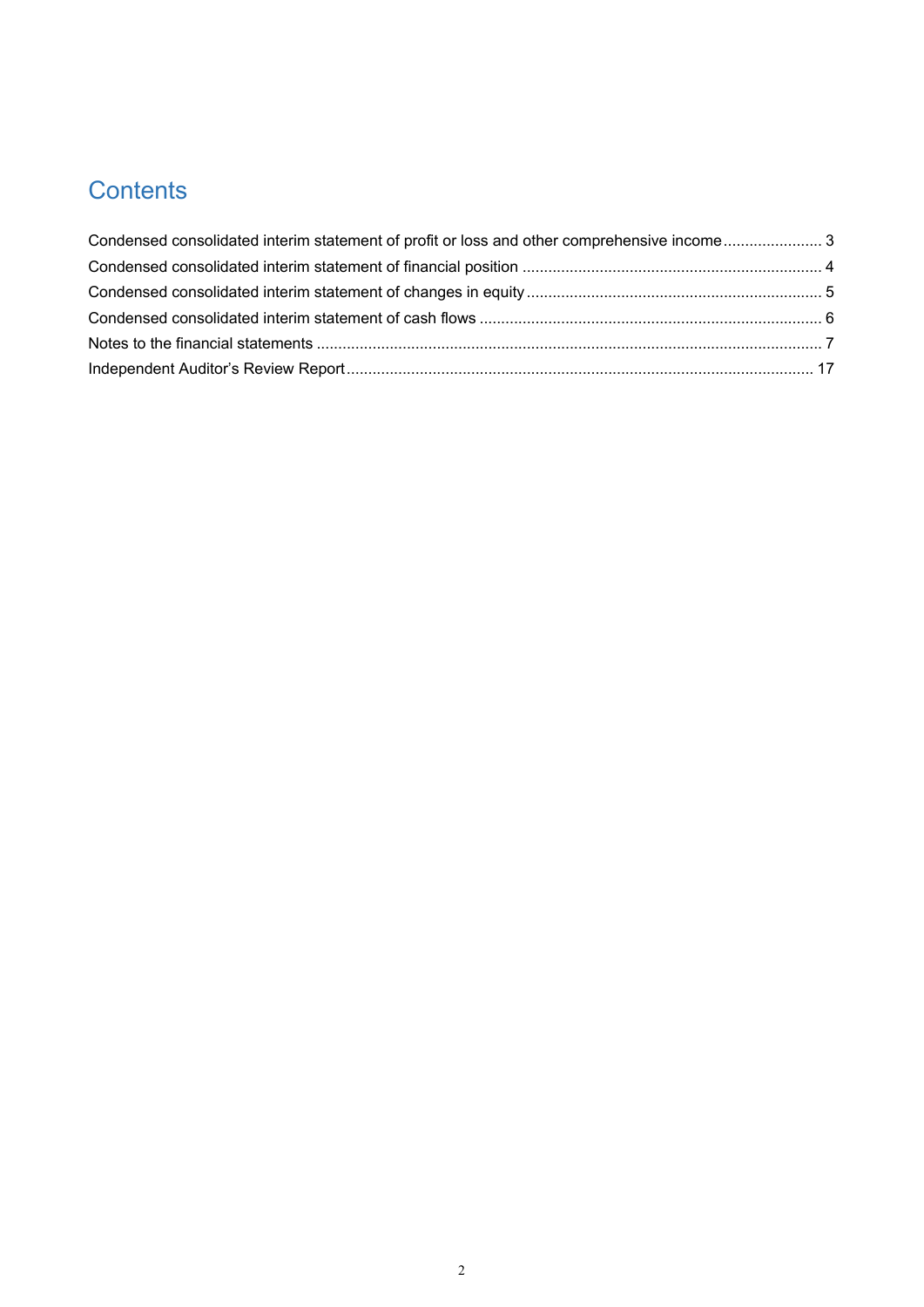# Contents

Condensed consolidated interim statement of profit or loss and other comprehensive income ........................ 3
Condensed consolidated interim statement of financial position ...................................................................... 4
Condensed consolidated interim statement of changes in equity ..................................................................... 5
Condensed consolidated interim statement of cash flows ................................................................................ 6
Notes to the financial statements ...................................................................................................................... 7
Independent Auditor's Review Report ............................................................................................................. 17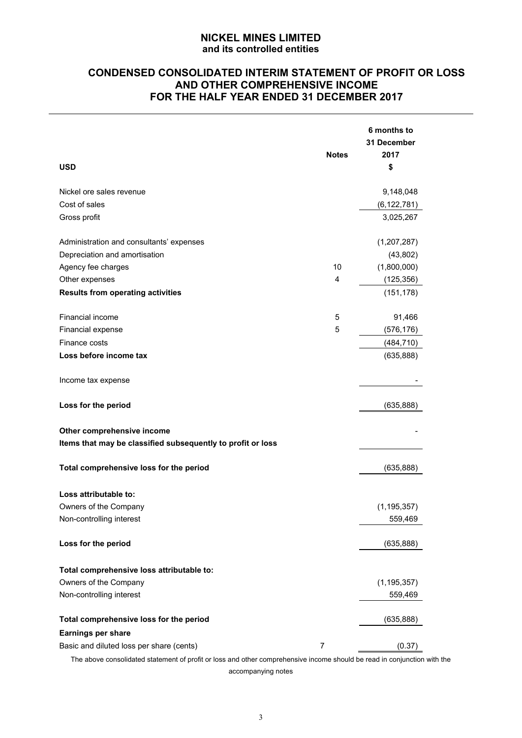# NICKEL MINES LIMITED
**and its controlled entities**

## CONDENSED CONSOLIDATED INTERIM STATEMENT OF PROFIT OR LOSS AND OTHER COMPREHENSIVE INCOME FOR THE HALF YEAR ENDED 31 DECEMBER 2017

| USD | Notes | 6 months to 31 December 2017 $ |
|---|---|---|
| Nickel ore sales revenue | | 9,148,048 |
| Cost of sales | | (6,122,781) |
| Gross profit | | 3,025,267 |
| | | |
| Administration and consultants' expenses | | (1,207,287) |
| Depreciation and amortisation | | (43,802) |
| Agency fee charges | 10 | (1,800,000) |
| Other expenses | 4 | (125,356) |
| **Results from operating activities** | | (151,178) |
| | | |
| Financial income | 5 | 91,466 |
| Financial expense | 5 | (576,176) |
| Finance costs | | (484,710) |
| **Loss before income tax** | | (635,888) |
| | | |
| Income tax expense | | - |
| | | |
| **Loss for the period** | | (635,888) |
| | | |
| **Other comprehensive income** | | - |
| **Items that may be classified subsequently to profit or loss** | | |
| | | |
| **Total comprehensive loss for the period** | | (635,888) |
| | | |
| **Loss attributable to:** | | |
| Owners of the Company | | (1,195,357) |
| Non-controlling interest | | 559,469 |
| | | |
| **Loss for the period** | | (635,888) |
| | | |
| **Total comprehensive loss attributable to:** | | |
| Owners of the Company | | (1,195,357) |
| Non-controlling interest | | 559,469 |
| | | |
| **Total comprehensive loss for the period** | | (635,888) |
| **Earnings per share** | | |
| Basic and diluted loss per share (cents) | 7 | (0.37) |

The above consolidated statement of profit or loss and other comprehensive income should be read in conjunction with the accompanying notes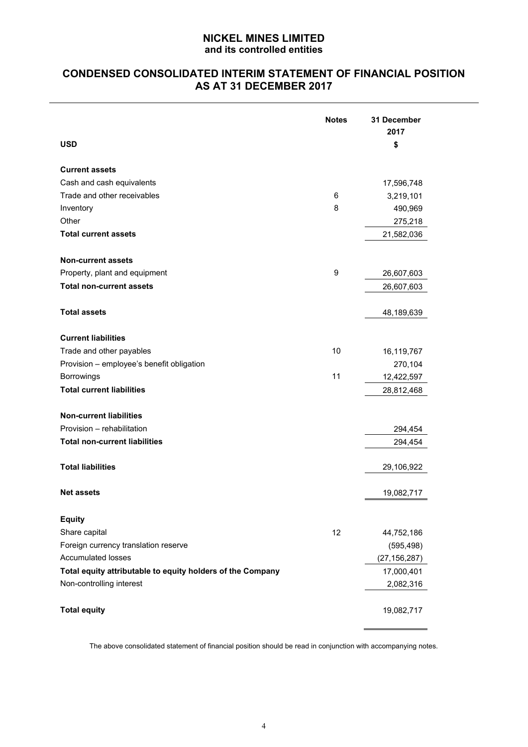# NICKEL MINES LIMITED
## and its controlled entities

## CONDENSED CONSOLIDATED INTERIM STATEMENT OF FINANCIAL POSITION AS AT 31 DECEMBER 2017

| USD | Notes | 31 December 2017 $ |
|---|---|---|
| **Current assets** | | |
| Cash and cash equivalents | | 17,596,748 |
| Trade and other receivables | 6 | 3,219,101 |
| Inventory | 8 | 490,969 |
| Other | | 275,218 |
| **Total current assets** | | 21,582,036 |
| **Non-current assets** | | |
| Property, plant and equipment | 9 | 26,607,603 |
| **Total non-current assets** | | 26,607,603 |
| **Total assets** | | 48,189,639 |
| **Current liabilities** | | |
| Trade and other payables | 10 | 16,119,767 |
| Provision – employee's benefit obligation | | 270,104 |
| Borrowings | 11 | 12,422,597 |
| **Total current liabilities** | | 28,812,468 |
| **Non-current liabilities** | | |
| Provision – rehabilitation | | 294,454 |
| **Total non-current liabilities** | | 294,454 |
| **Total liabilities** | | 29,106,922 |
| **Net assets** | | 19,082,717 |
| **Equity** | | |
| Share capital | 12 | 44,752,186 |
| Foreign currency translation reserve | | (595,498) |
| Accumulated losses | | (27,156,287) |
| **Total equity attributable to equity holders of the Company** | | 17,000,401 |
| Non-controlling interest | | 2,082,316 |
| **Total equity** | | 19,082,717 |

The above consolidated statement of financial position should be read in conjunction with accompanying notes.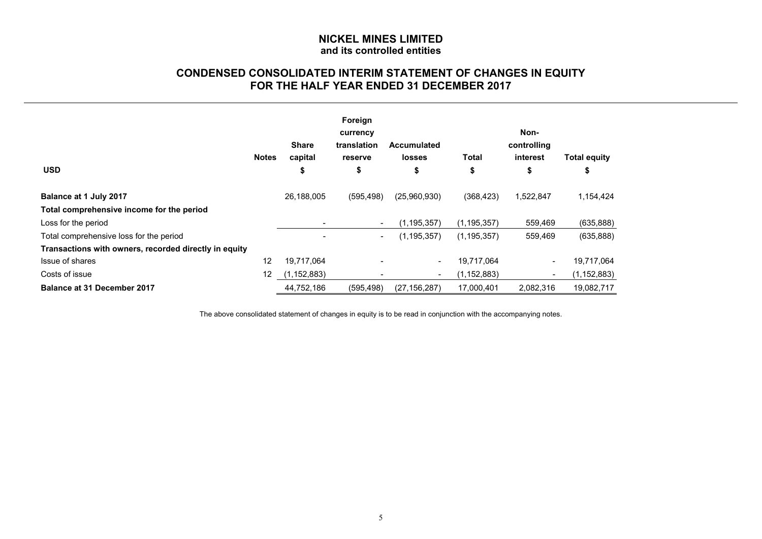# NICKEL MINES LIMITED
**and its controlled entities**

## CONDENSED CONSOLIDATED INTERIM STATEMENT OF CHANGES IN EQUITY FOR THE HALF YEAR ENDED 31 DECEMBER 2017

| USD | Notes | Share capital $ | Foreign currency translation reserve $ | Accumulated losses $ | Total $ | Non-controlling interest $ | Total equity $ |
|---|---|---|---|---|---|---|---|
| **Balance at 1 July 2017** | | 26,188,005 | (595,498) | (25,960,930) | (368,423) | 1,522,847 | 1,154,424 |
| **Total comprehensive income for the period** | | | | | | | |
| Loss for the period | | - | - | (1,195,357) | (1,195,357) | 559,469 | (635,888) |
| Total comprehensive loss for the period | | - | - | (1,195,357) | (1,195,357) | 559,469 | (635,888) |
| **Transactions with owners, recorded directly in equity** | | | | | | | |
| Issue of shares | 12 | 19,717,064 | - | - | 19,717,064 | - | 19,717,064 |
| Costs of issue | 12 | (1,152,883) | - | - | (1,152,883) | - | (1,152,883) |
| **Balance at 31 December 2017** | | 44,752,186 | (595,498) | (27,156,287) | 17,000,401 | 2,082,316 | 19,082,717 |

The above consolidated statement of changes in equity is to be read in conjunction with the accompanying notes.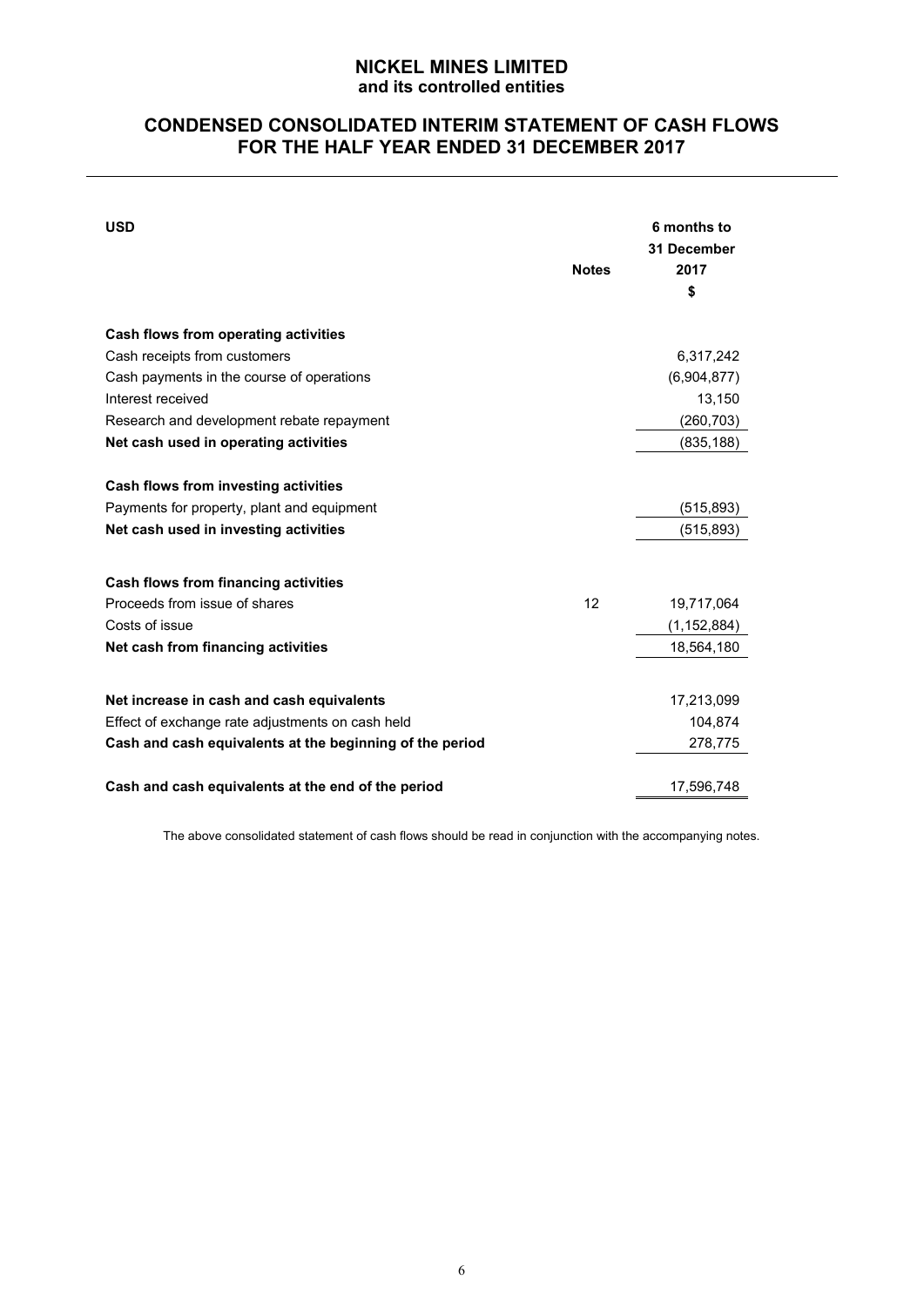# NICKEL MINES LIMITED
## and its controlled entities

## CONDENSED CONSOLIDATED INTERIM STATEMENT OF CASH FLOWS FOR THE HALF YEAR ENDED 31 DECEMBER 2017

| USD | Notes | 6 months to 31 December 2017 $ |
|---|---|---|
| **Cash flows from operating activities** | | |
| Cash receipts from customers | | 6,317,242 |
| Cash payments in the course of operations | | (6,904,877) |
| Interest received | | 13,150 |
| Research and development rebate repayment | | (260,703) |
| **Net cash used in operating activities** | | (835,188) |
| **Cash flows from investing activities** | | |
| Payments for property, plant and equipment | | (515,893) |
| **Net cash used in investing activities** | | (515,893) |
| **Cash flows from financing activities** | | |
| Proceeds from issue of shares | 12 | 19,717,064 |
| Costs of issue | | (1,152,884) |
| **Net cash from financing activities** | | 18,564,180 |
| **Net increase in cash and cash equivalents** | | 17,213,099 |
| Effect of exchange rate adjustments on cash held | | 104,874 |
| **Cash and cash equivalents at the beginning of the period** | | 278,775 |
| **Cash and cash equivalents at the end of the period** | | 17,596,748 |

The above consolidated statement of cash flows should be read in conjunction with the accompanying notes.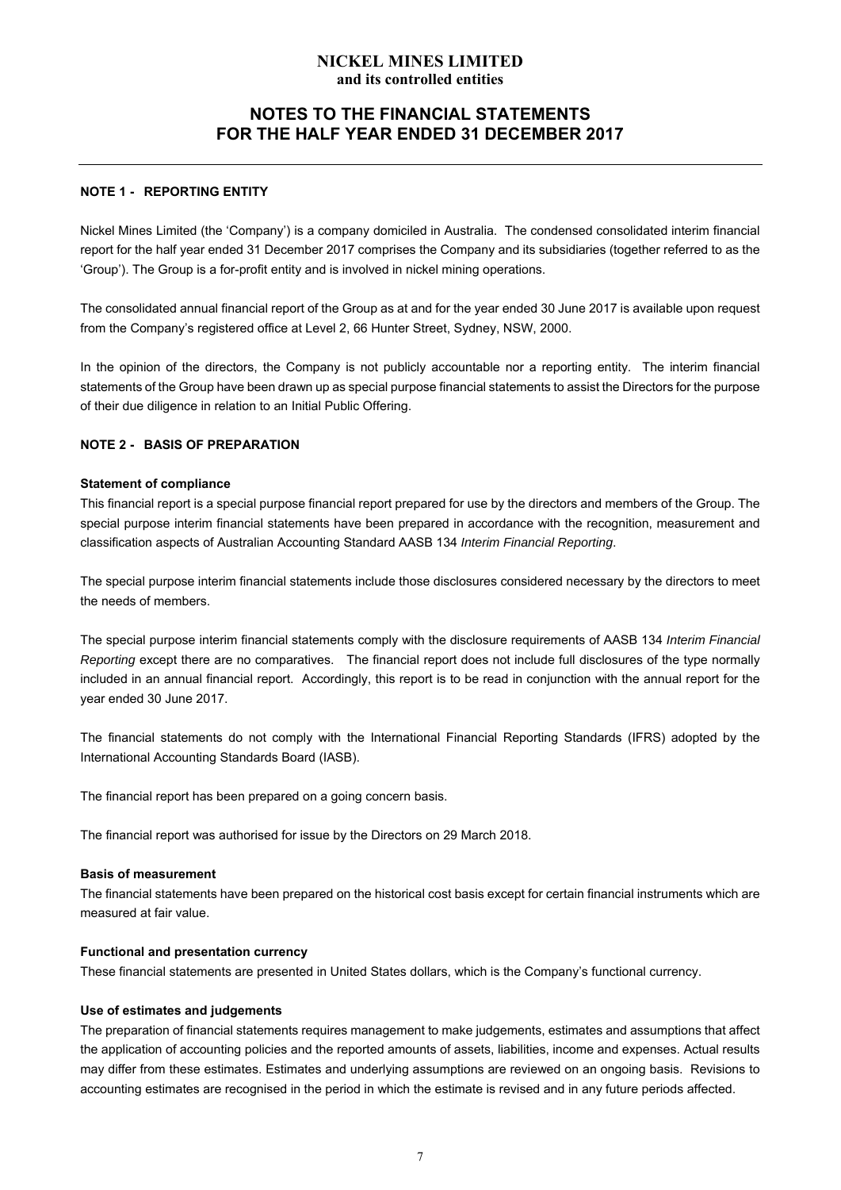# NICKEL MINES LIMITED
**and its controlled entities**

## NOTES TO THE FINANCIAL STATEMENTS FOR THE HALF YEAR ENDED 31 DECEMBER 2017

### NOTE 1 - REPORTING ENTITY

Nickel Mines Limited (the 'Company') is a company domiciled in Australia. The condensed consolidated interim financial report for the half year ended 31 December 2017 comprises the Company and its subsidiaries (together referred to as the 'Group'). The Group is a for-profit entity and is involved in nickel mining operations.

The consolidated annual financial report of the Group as at and for the year ended 30 June 2017 is available upon request from the Company's registered office at Level 2, 66 Hunter Street, Sydney, NSW, 2000.

In the opinion of the directors, the Company is not publicly accountable nor a reporting entity. The interim financial statements of the Group have been drawn up as special purpose financial statements to assist the Directors for the purpose of their due diligence in relation to an Initial Public Offering.

### NOTE 2 - BASIS OF PREPARATION

**Statement of compliance**

This financial report is a special purpose financial report prepared for use by the directors and members of the Group. The special purpose interim financial statements have been prepared in accordance with the recognition, measurement and classification aspects of Australian Accounting Standard AASB 134 *Interim Financial Reporting*.

The special purpose interim financial statements include those disclosures considered necessary by the directors to meet the needs of members.

The special purpose interim financial statements comply with the disclosure requirements of AASB 134 *Interim Financial Reporting* except there are no comparatives. The financial report does not include full disclosures of the type normally included in an annual financial report. Accordingly, this report is to be read in conjunction with the annual report for the year ended 30 June 2017.

The financial statements do not comply with the International Financial Reporting Standards (IFRS) adopted by the International Accounting Standards Board (IASB).

The financial report has been prepared on a going concern basis.

The financial report was authorised for issue by the Directors on 29 March 2018.

**Basis of measurement**

The financial statements have been prepared on the historical cost basis except for certain financial instruments which are measured at fair value.

**Functional and presentation currency**

These financial statements are presented in United States dollars, which is the Company's functional currency.

**Use of estimates and judgements**

The preparation of financial statements requires management to make judgements, estimates and assumptions that affect the application of accounting policies and the reported amounts of assets, liabilities, income and expenses. Actual results may differ from these estimates. Estimates and underlying assumptions are reviewed on an ongoing basis. Revisions to accounting estimates are recognised in the period in which the estimate is revised and in any future periods affected.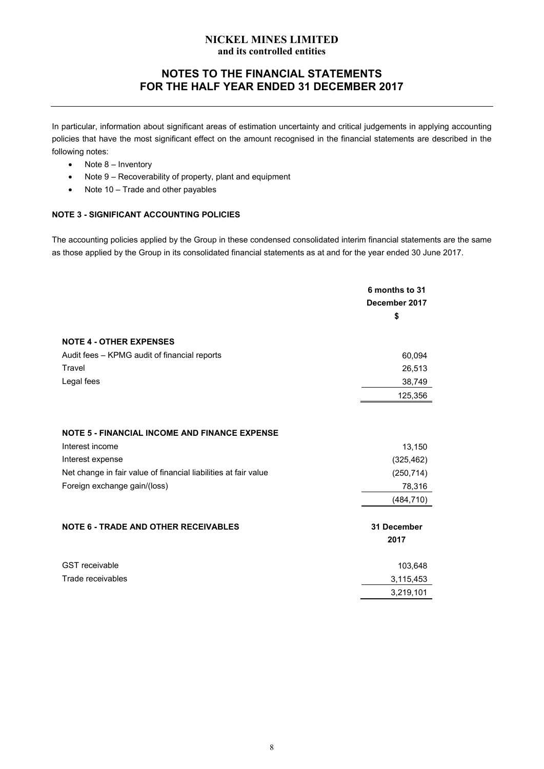In particular, information about significant areas of estimation uncertainty and critical judgements in applying accounting policies that have the most significant effect on the amount recognised in the financial statements are described in the following notes:

- Note 8 – Inventory
- Note 9 – Recoverability of property, plant and equipment
- Note 10 – Trade and other payables

### NOTE 3 - SIGNIFICANT ACCOUNTING POLICIES

The accounting policies applied by the Group in these condensed consolidated interim financial statements are the same as those applied by the Group in its consolidated financial statements as at and for the year ended 30 June 2017.

| | 6 months to 31 December 2017 $ |
|---|---|
| **NOTE 4 - OTHER EXPENSES** | |
| Audit fees – KPMG audit of financial reports | 60,094 |
| Travel | 26,513 |
| Legal fees | 38,749 |
| | 125,356 |
| | |
| **NOTE 5 - FINANCIAL INCOME AND FINANCE EXPENSE** | |
| Interest income | 13,150 |
| Interest expense | (325,462) |
| Net change in fair value of financial liabilities at fair value | (250,714) |
| Foreign exchange gain/(loss) | 78,316 |
| | (484,710) |

| **NOTE 6 - TRADE AND OTHER RECEIVABLES** | 31 December 2017 |
|---|---|
| GST receivable | 103,648 |
| Trade receivables | 3,115,453 |
| | 3,219,101 |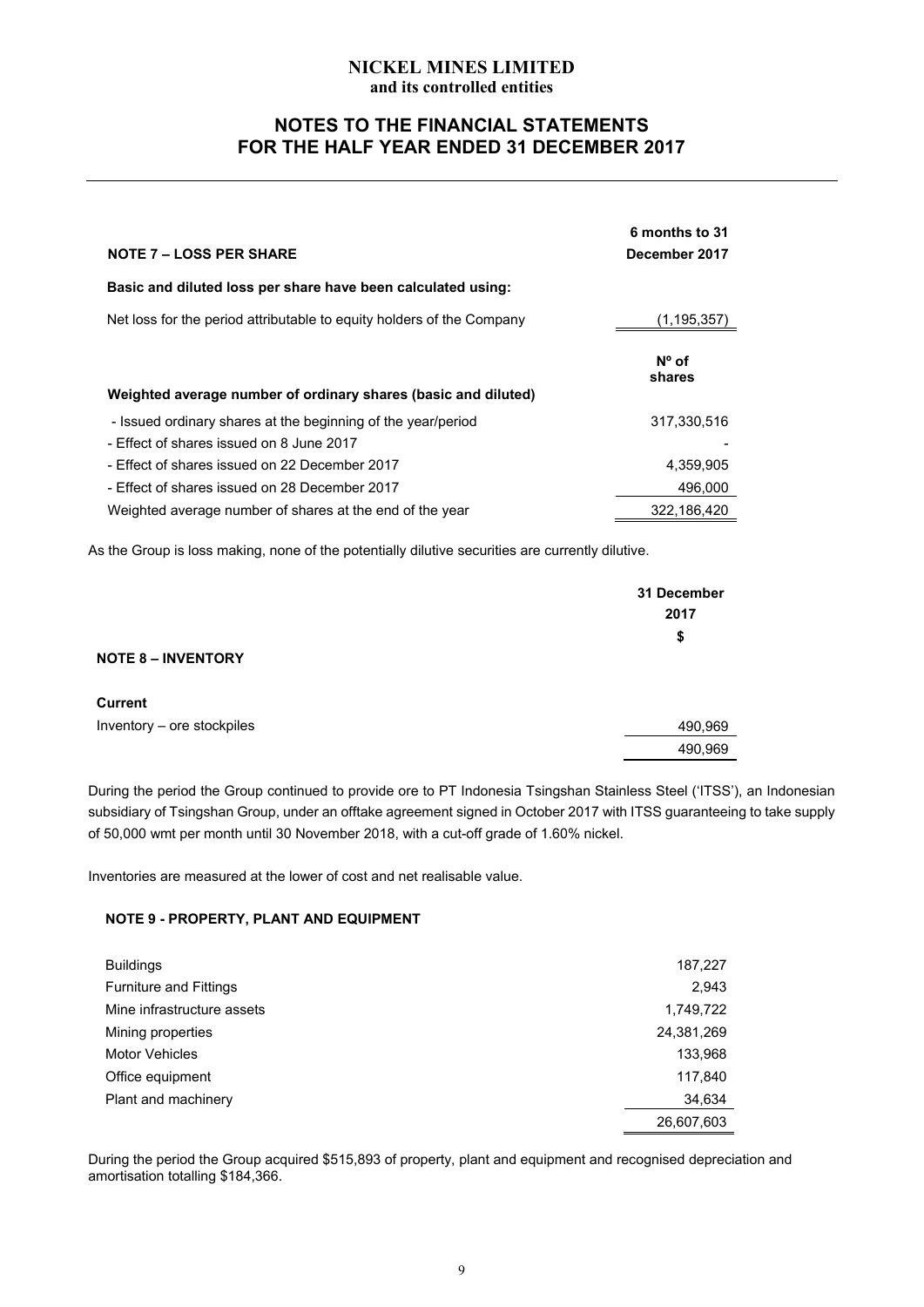# NICKEL MINES LIMITED
**and its controlled entities**

## NOTES TO THE FINANCIAL STATEMENTS FOR THE HALF YEAR ENDED 31 DECEMBER 2017

| **NOTE 7 – LOSS PER SHARE** | **6 months to 31 December 2017** |
|---|---|
| **Basic and diluted loss per share have been calculated using:** | |
| Net loss for the period attributable to equity holders of the Company | (1,195,357) |
| | **Nº of shares** |
| **Weighted average number of ordinary shares (basic and diluted)** | |
| - Issued ordinary shares at the beginning of the year/period | 317,330,516 |
| - Effect of shares issued on 8 June 2017 | - |
| - Effect of shares issued on 22 December 2017 | 4,359,905 |
| - Effect of shares issued on 28 December 2017 | 496,000 |
| Weighted average number of shares at the end of the year | 322,186,420 |

As the Group is loss making, none of the potentially dilutive securities are currently dilutive.

| **NOTE 8 – INVENTORY** | **31 December 2017 $** |
|---|---|
| **Current** | |
| Inventory – ore stockpiles | 490,969 |
| | 490,969 |

During the period the Group continued to provide ore to PT Indonesia Tsingshan Stainless Steel ('ITSS'), an Indonesian subsidiary of Tsingshan Group, under an offtake agreement signed in October 2017 with ITSS guaranteeing to take supply of 50,000 wmt per month until 30 November 2018, with a cut-off grade of 1.60% nickel.

Inventories are measured at the lower of cost and net realisable value.

### NOTE 9 - PROPERTY, PLANT AND EQUIPMENT

| | |
|---|---|
| Buildings | 187,227 |
| Furniture and Fittings | 2,943 |
| Mine infrastructure assets | 1,749,722 |
| Mining properties | 24,381,269 |
| Motor Vehicles | 133,968 |
| Office equipment | 117,840 |
| Plant and machinery | 34,634 |
| | 26,607,603 |

During the period the Group acquired $515,893 of property, plant and equipment and recognised depreciation and amortisation totalling $184,366.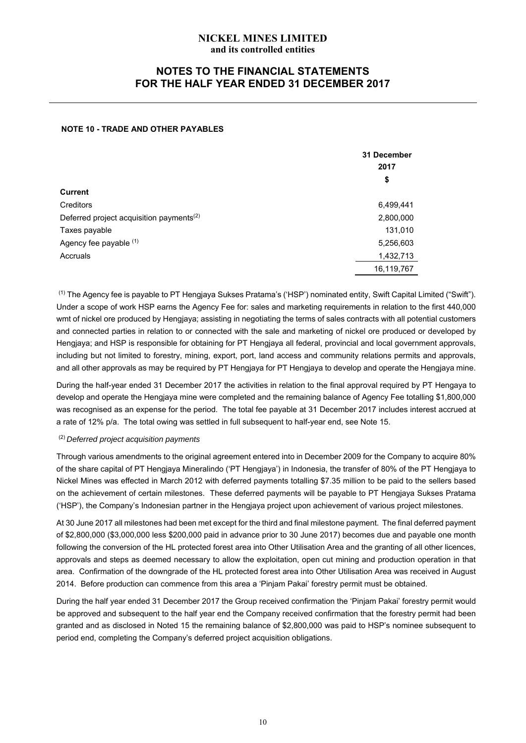# NICKEL MINES LIMITED
**and its controlled entities**

## NOTES TO THE FINANCIAL STATEMENTS FOR THE HALF YEAR ENDED 31 DECEMBER 2017

### NOTE 10 - TRADE AND OTHER PAYABLES

| | 31 December 2017 $ |
|---|---|
| **Current** | |
| Creditors | 6,499,441 |
| Deferred project acquisition payments[(2)] | 2,800,000 |
| Taxes payable | 131,010 |
| Agency fee payable [(1)] | 5,256,603 |
| Accruals | 1,432,713 |
| | 16,119,767 |

[(1)] The Agency fee is payable to PT Hengjaya Sukses Pratama's ('HSP') nominated entity, Swift Capital Limited ("Swift"). Under a scope of work HSP earns the Agency Fee for: sales and marketing requirements in relation to the first 440,000 wmt of nickel ore produced by Hengjaya; assisting in negotiating the terms of sales contracts with all potential customers and connected parties in relation to or connected with the sale and marketing of nickel ore produced or developed by Hengjaya; and HSP is responsible for obtaining for PT Hengjaya all federal, provincial and local government approvals, including but not limited to forestry, mining, export, port, land access and community relations permits and approvals, and all other approvals as may be required by PT Hengjaya for PT Hengjaya to develop and operate the Hengjaya mine.

During the half-year ended 31 December 2017 the activities in relation to the final approval required by PT Hengaya to develop and operate the Hengjaya mine were completed and the remaining balance of Agency Fee totalling $1,800,000 was recognised as an expense for the period. The total fee payable at 31 December 2017 includes interest accrued at a rate of 12% p/a. The total owing was settled in full subsequent to half-year end, see Note 15.

[(2)] *Deferred project acquisition payments*

Through various amendments to the original agreement entered into in December 2009 for the Company to acquire 80% of the share capital of PT Hengjaya Mineralindo ('PT Hengjaya') in Indonesia, the transfer of 80% of the PT Hengjaya to Nickel Mines was effected in March 2012 with deferred payments totalling $7.35 million to be paid to the sellers based on the achievement of certain milestones. These deferred payments will be payable to PT Hengjaya Sukses Pratama ('HSP'), the Company's Indonesian partner in the Hengjaya project upon achievement of various project milestones.

At 30 June 2017 all milestones had been met except for the third and final milestone payment. The final deferred payment of $2,800,000 ($3,000,000 less $200,000 paid in advance prior to 30 June 2017) becomes due and payable one month following the conversion of the HL protected forest area into Other Utilisation Area and the granting of all other licences, approvals and steps as deemed necessary to allow the exploitation, open cut mining and production operation in that area. Confirmation of the downgrade of the HL protected forest area into Other Utilisation Area was received in August 2014. Before production can commence from this area a 'Pinjam Pakai' forestry permit must be obtained.

During the half year ended 31 December 2017 the Group received confirmation the 'Pinjam Pakai' forestry permit would be approved and subsequent to the half year end the Company received confirmation that the forestry permit had been granted and as disclosed in Noted 15 the remaining balance of $2,800,000 was paid to HSP's nominee subsequent to period end, completing the Company's deferred project acquisition obligations.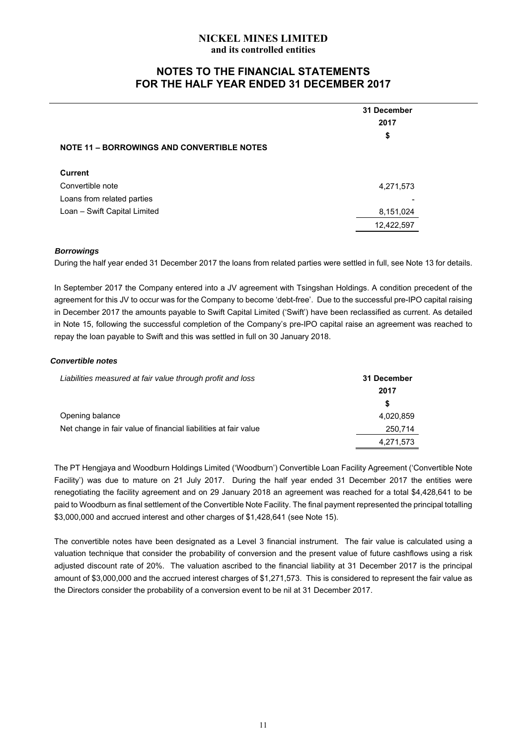# NICKEL MINES LIMITED
**and its controlled entities**

## NOTES TO THE FINANCIAL STATEMENTS FOR THE HALF YEAR ENDED 31 DECEMBER 2017

| | 31 December 2017 $ |
|---|---|
| **NOTE 11 – BORROWINGS AND CONVERTIBLE NOTES** | |
| **Current** | |
| Convertible note | 4,271,573 |
| Loans from related parties | - |
| Loan – Swift Capital Limited | 8,151,024 |
| | 12,422,597 |

***Borrowings***

During the half year ended 31 December 2017 the loans from related parties were settled in full, see Note 13 for details.

In September 2017 the Company entered into a JV agreement with Tsingshan Holdings. A condition precedent of the agreement for this JV to occur was for the Company to become 'debt-free'. Due to the successful pre-IPO capital raising in December 2017 the amounts payable to Swift Capital Limited ('Swift') have been reclassified as current. As detailed in Note 15, following the successful completion of the Company's pre-IPO capital raise an agreement was reached to repay the loan payable to Swift and this was settled in full on 30 January 2018.

***Convertible notes***

| *Liabilities measured at fair value through profit and loss* | 31 December 2017 $ |
|---|---|
| Opening balance | 4,020,859 |
| Net change in fair value of financial liabilities at fair value | 250,714 |
| | 4,271,573 |

The PT Hengjaya and Woodburn Holdings Limited ('Woodburn') Convertible Loan Facility Agreement ('Convertible Note Facility') was due to mature on 21 July 2017. During the half year ended 31 December 2017 the entities were renegotiating the facility agreement and on 29 January 2018 an agreement was reached for a total $4,428,641 to be paid to Woodburn as final settlement of the Convertible Note Facility. The final payment represented the principal totalling $3,000,000 and accrued interest and other charges of $1,428,641 (see Note 15).

The convertible notes have been designated as a Level 3 financial instrument. The fair value is calculated using a valuation technique that consider the probability of conversion and the present value of future cashflows using a risk adjusted discount rate of 20%. The valuation ascribed to the financial liability at 31 December 2017 is the principal amount of $3,000,000 and the accrued interest charges of $1,271,573. This is considered to represent the fair value as the Directors consider the probability of a conversion event to be nil at 31 December 2017.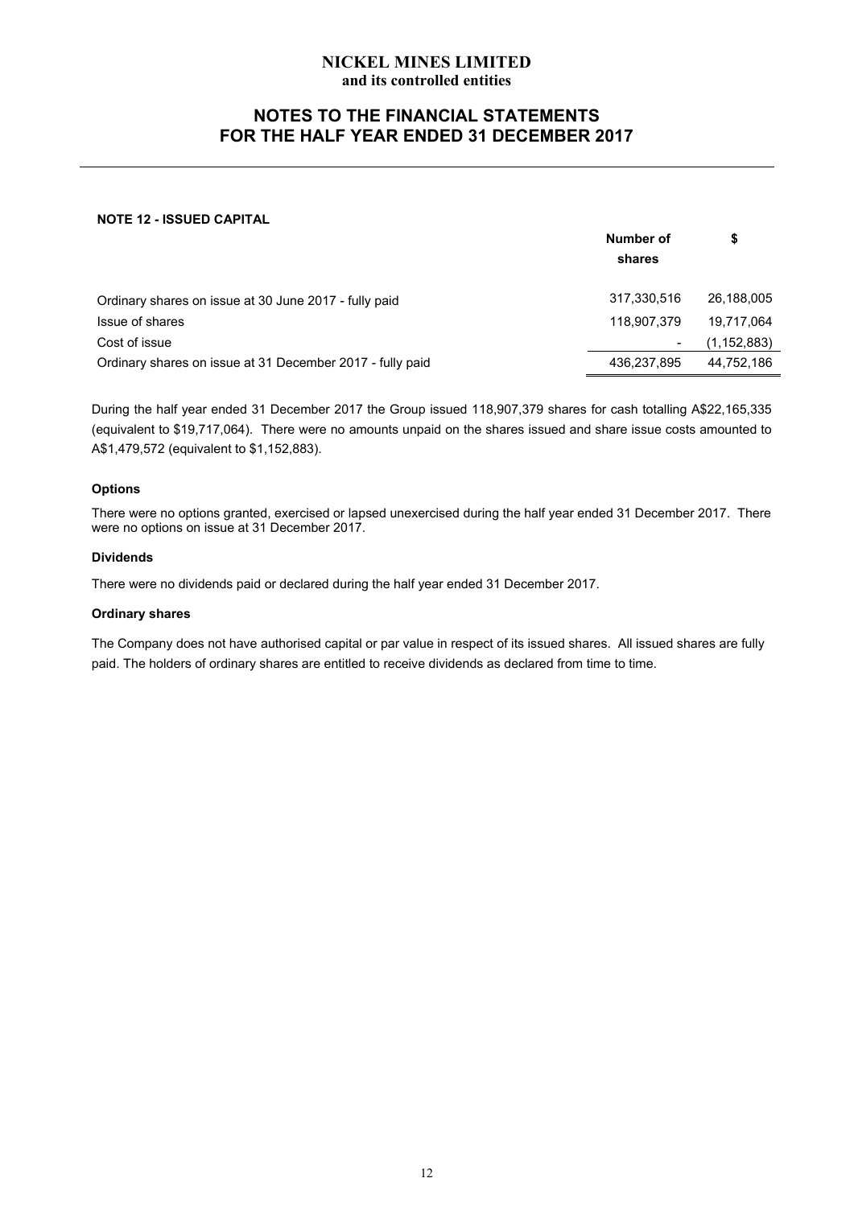#### NOTE 12 - ISSUED CAPITAL

| | Number of shares | $ |
|---|---|---|
| Ordinary shares on issue at 30 June 2017 - fully paid | 317,330,516 | 26,188,005 |
| Issue of shares | 118,907,379 | 19,717,064 |
| Cost of issue | - | (1,152,883) |
| Ordinary shares on issue at 31 December 2017 - fully paid | 436,237,895 | 44,752,186 |

During the half year ended 31 December 2017 the Group issued 118,907,379 shares for cash totalling A$22,165,335 (equivalent to $19,717,064). There were no amounts unpaid on the shares issued and share issue costs amounted to A$1,479,572 (equivalent to $1,152,883).

**Options**

There were no options granted, exercised or lapsed unexercised during the half year ended 31 December 2017. There were no options on issue at 31 December 2017.

**Dividends**

There were no dividends paid or declared during the half year ended 31 December 2017.

**Ordinary shares**

The Company does not have authorised capital or par value in respect of its issued shares. All issued shares are fully paid. The holders of ordinary shares are entitled to receive dividends as declared from time to time.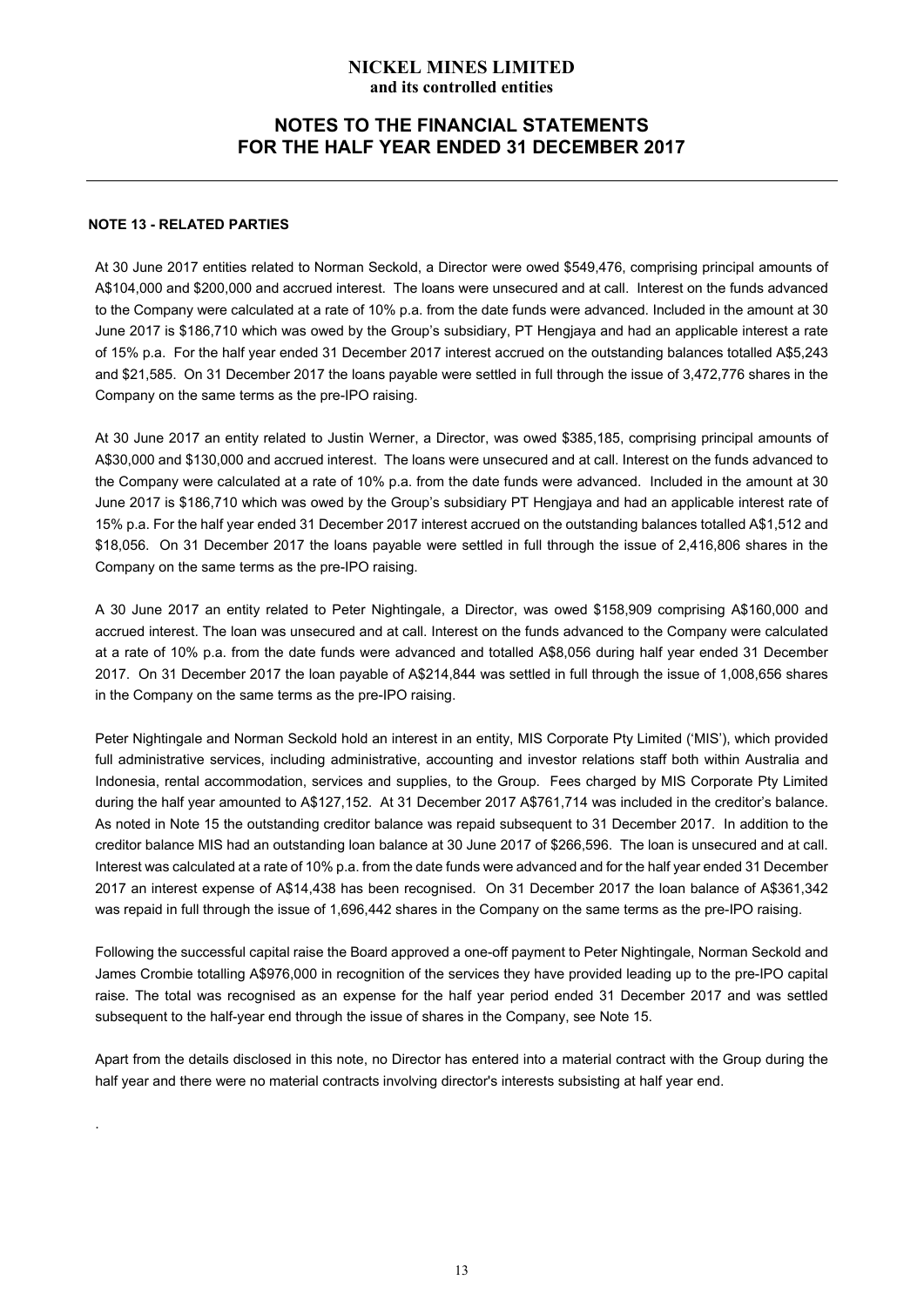#### NOTE 13 - RELATED PARTIES

At 30 June 2017 entities related to Norman Seckold, a Director were owed \$549,476, comprising principal amounts of A\$104,000 and \$200,000 and accrued interest. The loans were unsecured and at call. Interest on the funds advanced to the Company were calculated at a rate of 10% p.a. from the date funds were advanced. Included in the amount at 30 June 2017 is \$186,710 which was owed by the Group's subsidiary, PT Hengjaya and had an applicable interest a rate of 15% p.a. For the half year ended 31 December 2017 interest accrued on the outstanding balances totalled A\$5,243 and \$21,585. On 31 December 2017 the loans payable were settled in full through the issue of 3,472,776 shares in the Company on the same terms as the pre-IPO raising.

At 30 June 2017 an entity related to Justin Werner, a Director, was owed \$385,185, comprising principal amounts of A\$30,000 and \$130,000 and accrued interest. The loans were unsecured and at call. Interest on the funds advanced to the Company were calculated at a rate of 10% p.a. from the date funds were advanced. Included in the amount at 30 June 2017 is \$186,710 which was owed by the Group's subsidiary PT Hengjaya and had an applicable interest rate of 15% p.a. For the half year ended 31 December 2017 interest accrued on the outstanding balances totalled A\$1,512 and \$18,056. On 31 December 2017 the loans payable were settled in full through the issue of 2,416,806 shares in the Company on the same terms as the pre-IPO raising.

A 30 June 2017 an entity related to Peter Nightingale, a Director, was owed \$158,909 comprising A\$160,000 and accrued interest. The loan was unsecured and at call. Interest on the funds advanced to the Company were calculated at a rate of 10% p.a. from the date funds were advanced and totalled A\$8,056 during half year ended 31 December 2017. On 31 December 2017 the loan payable of A\$214,844 was settled in full through the issue of 1,008,656 shares in the Company on the same terms as the pre-IPO raising.

Peter Nightingale and Norman Seckold hold an interest in an entity, MIS Corporate Pty Limited ('MIS'), which provided full administrative services, including administrative, accounting and investor relations staff both within Australia and Indonesia, rental accommodation, services and supplies, to the Group. Fees charged by MIS Corporate Pty Limited during the half year amounted to A\$127,152. At 31 December 2017 A\$761,714 was included in the creditor's balance. As noted in Note 15 the outstanding creditor balance was repaid subsequent to 31 December 2017. In addition to the creditor balance MIS had an outstanding loan balance at 30 June 2017 of \$266,596. The loan is unsecured and at call. Interest was calculated at a rate of 10% p.a. from the date funds were advanced and for the half year ended 31 December 2017 an interest expense of A\$14,438 has been recognised. On 31 December 2017 the loan balance of A\$361,342 was repaid in full through the issue of 1,696,442 shares in the Company on the same terms as the pre-IPO raising.

Following the successful capital raise the Board approved a one-off payment to Peter Nightingale, Norman Seckold and James Crombie totalling A\$976,000 in recognition of the services they have provided leading up to the pre-IPO capital raise. The total was recognised as an expense for the half year period ended 31 December 2017 and was settled subsequent to the half-year end through the issue of shares in the Company, see Note 15.

Apart from the details disclosed in this note, no Director has entered into a material contract with the Group during the half year and there were no material contracts involving director's interests subsisting at half year end.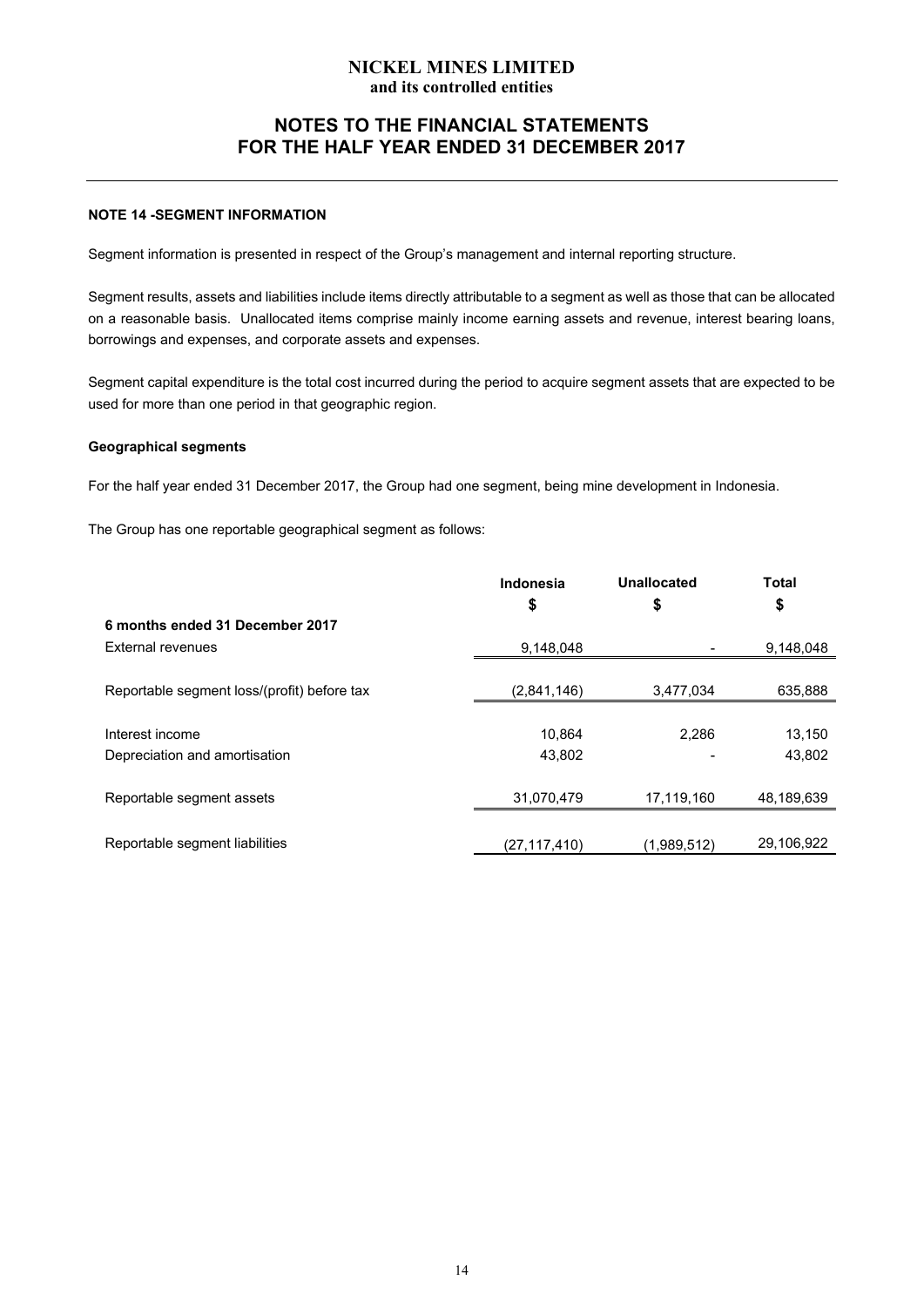# NICKEL MINES LIMITED
**and its controlled entities**

## NOTES TO THE FINANCIAL STATEMENTS FOR THE HALF YEAR ENDED 31 DECEMBER 2017

### NOTE 14 -SEGMENT INFORMATION

Segment information is presented in respect of the Group's management and internal reporting structure.

Segment results, assets and liabilities include items directly attributable to a segment as well as those that can be allocated on a reasonable basis. Unallocated items comprise mainly income earning assets and revenue, interest bearing loans, borrowings and expenses, and corporate assets and expenses.

Segment capital expenditure is the total cost incurred during the period to acquire segment assets that are expected to be used for more than one period in that geographic region.

**Geographical segments**

For the half year ended 31 December 2017, the Group had one segment, being mine development in Indonesia.

The Group has one reportable geographical segment as follows:

| | Indonesia | Unallocated | Total |
|---|---|---|---|
| | $ | $ | $ |
| **6 months ended 31 December 2017** | | | |
| External revenues | 9,148,048 | - | 9,148,048 |
| Reportable segment loss/(profit) before tax | (2,841,146) | 3,477,034 | 635,888 |
| Interest income | 10,864 | 2,286 | 13,150 |
| Depreciation and amortisation | 43,802 | - | 43,802 |
| Reportable segment assets | 31,070,479 | 17,119,160 | 48,189,639 |
| Reportable segment liabilities | (27,117,410) | (1,989,512) | 29,106,922 |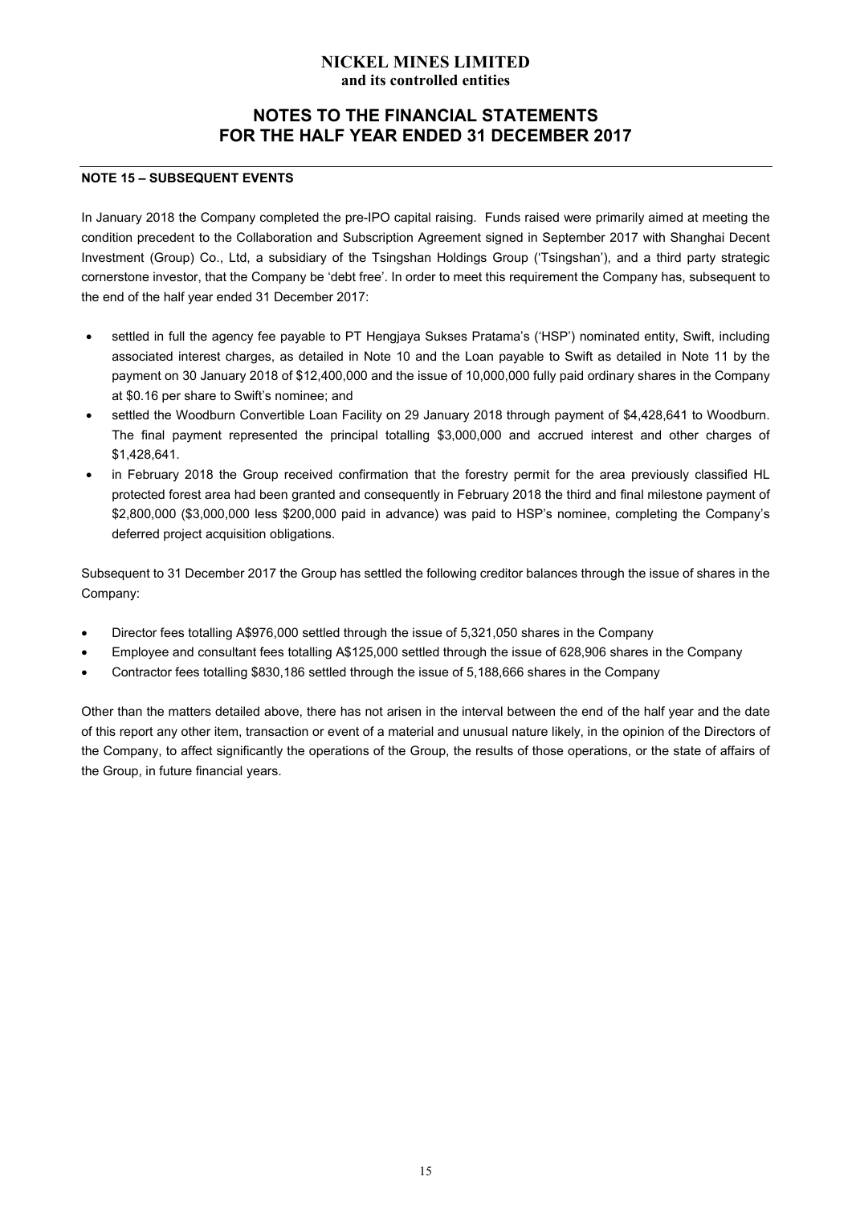# NICKEL MINES LIMITED
**and its controlled entities**

## NOTES TO THE FINANCIAL STATEMENTS FOR THE HALF YEAR ENDED 31 DECEMBER 2017

### NOTE 15 – SUBSEQUENT EVENTS

In January 2018 the Company completed the pre-IPO capital raising. Funds raised were primarily aimed at meeting the condition precedent to the Collaboration and Subscription Agreement signed in September 2017 with Shanghai Decent Investment (Group) Co., Ltd, a subsidiary of the Tsingshan Holdings Group ('Tsingshan'), and a third party strategic cornerstone investor, that the Company be 'debt free'. In order to meet this requirement the Company has, subsequent to the end of the half year ended 31 December 2017:

- settled in full the agency fee payable to PT Hengjaya Sukses Pratama's ('HSP') nominated entity, Swift, including associated interest charges, as detailed in Note 10 and the Loan payable to Swift as detailed in Note 11 by the payment on 30 January 2018 of $12,400,000 and the issue of 10,000,000 fully paid ordinary shares in the Company at $0.16 per share to Swift's nominee; and
- settled the Woodburn Convertible Loan Facility on 29 January 2018 through payment of $4,428,641 to Woodburn. The final payment represented the principal totalling $3,000,000 and accrued interest and other charges of $1,428,641.
- in February 2018 the Group received confirmation that the forestry permit for the area previously classified HL protected forest area had been granted and consequently in February 2018 the third and final milestone payment of $2,800,000 ($3,000,000 less $200,000 paid in advance) was paid to HSP's nominee, completing the Company's deferred project acquisition obligations.

Subsequent to 31 December 2017 the Group has settled the following creditor balances through the issue of shares in the Company:

- Director fees totalling A$976,000 settled through the issue of 5,321,050 shares in the Company
- Employee and consultant fees totalling A$125,000 settled through the issue of 628,906 shares in the Company
- Contractor fees totalling $830,186 settled through the issue of 5,188,666 shares in the Company

Other than the matters detailed above, there has not arisen in the interval between the end of the half year and the date of this report any other item, transaction or event of a material and unusual nature likely, in the opinion of the Directors of the Company, to affect significantly the operations of the Group, the results of those operations, or the state of affairs of the Group, in future financial years.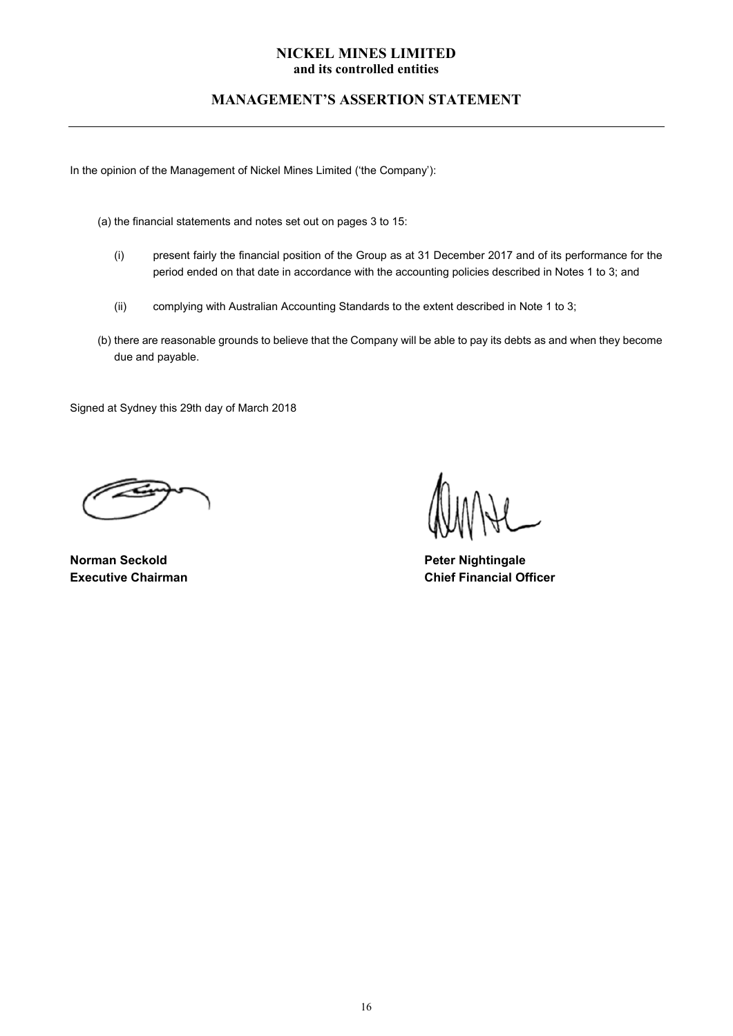# NICKEL MINES LIMITED
**and its controlled entities**

## MANAGEMENT'S ASSERTION STATEMENT

In the opinion of the Management of Nickel Mines Limited ('the Company'):

(a) the financial statements and notes set out on pages 3 to 15:

- (i) present fairly the financial position of the Group as at 31 December 2017 and of its performance for the period ended on that date in accordance with the accounting policies described in Notes 1 to 3; and

- (ii) complying with Australian Accounting Standards to the extent described in Note 1 to 3;

(b) there are reasonable grounds to believe that the Company will be able to pay its debts as and when they become due and payable.

Signed at Sydney this 29th day of March 2018

**Norman Seckold**
**Executive Chairman**

**Peter Nightingale**
**Chief Financial Officer**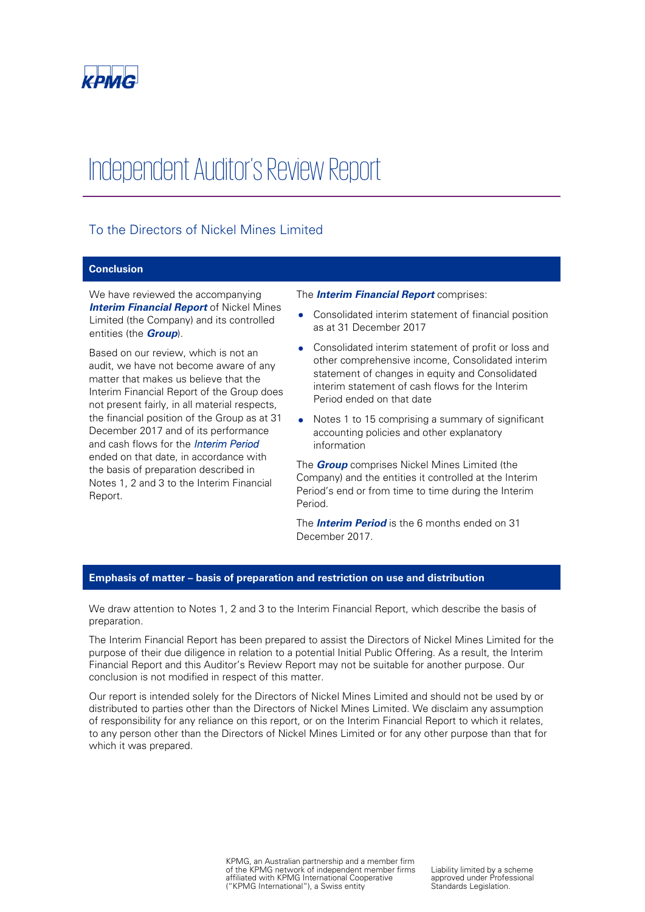KPMG

# Independent Auditor's Review Report

## To the Directors of Nickel Mines Limited

### Conclusion

We have reviewed the accompanying ***Interim Financial Report*** of Nickel Mines Limited (the Company) and its controlled entities (the ***Group***).

Based on our review, which is not an audit, we have not become aware of any matter that makes us believe that the Interim Financial Report of the Group does not present fairly, in all material respects, the financial position of the Group as at 31 December 2017 and of its performance and cash flows for the *Interim Period* ended on that date, in accordance with the basis of preparation described in Notes 1, 2 and 3 to the Interim Financial Report.

The ***Interim Financial Report*** comprises:

- Consolidated interim statement of financial position as at 31 December 2017
- Consolidated interim statement of profit or loss and other comprehensive income, Consolidated interim statement of changes in equity and Consolidated interim statement of cash flows for the Interim Period ended on that date
- Notes 1 to 15 comprising a summary of significant accounting policies and other explanatory information

The ***Group*** comprises Nickel Mines Limited (the Company) and the entities it controlled at the Interim Period's end or from time to time during the Interim Period.

The ***Interim Period*** is the 6 months ended on 31 December 2017.

### Emphasis of matter – basis of preparation and restriction on use and distribution

We draw attention to Notes 1, 2 and 3 to the Interim Financial Report, which describe the basis of preparation.

The Interim Financial Report has been prepared to assist the Directors of Nickel Mines Limited for the purpose of their due diligence in relation to a potential Initial Public Offering. As a result, the Interim Financial Report and this Auditor's Review Report may not be suitable for another purpose. Our conclusion is not modified in respect of this matter.

Our report is intended solely for the Directors of Nickel Mines Limited and should not be used by or distributed to parties other than the Directors of Nickel Mines Limited. We disclaim any assumption of responsibility for any reliance on this report, or on the Interim Financial Report to which it relates, to any person other than the Directors of Nickel Mines Limited or for any other purpose than that for which it was prepared.

KPMG, an Australian partnership and a member firm of the KPMG network of independent member firms affiliated with KPMG International Cooperative ("KPMG International"), a Swiss entity

Liability limited by a scheme approved under Professional Standards Legislation.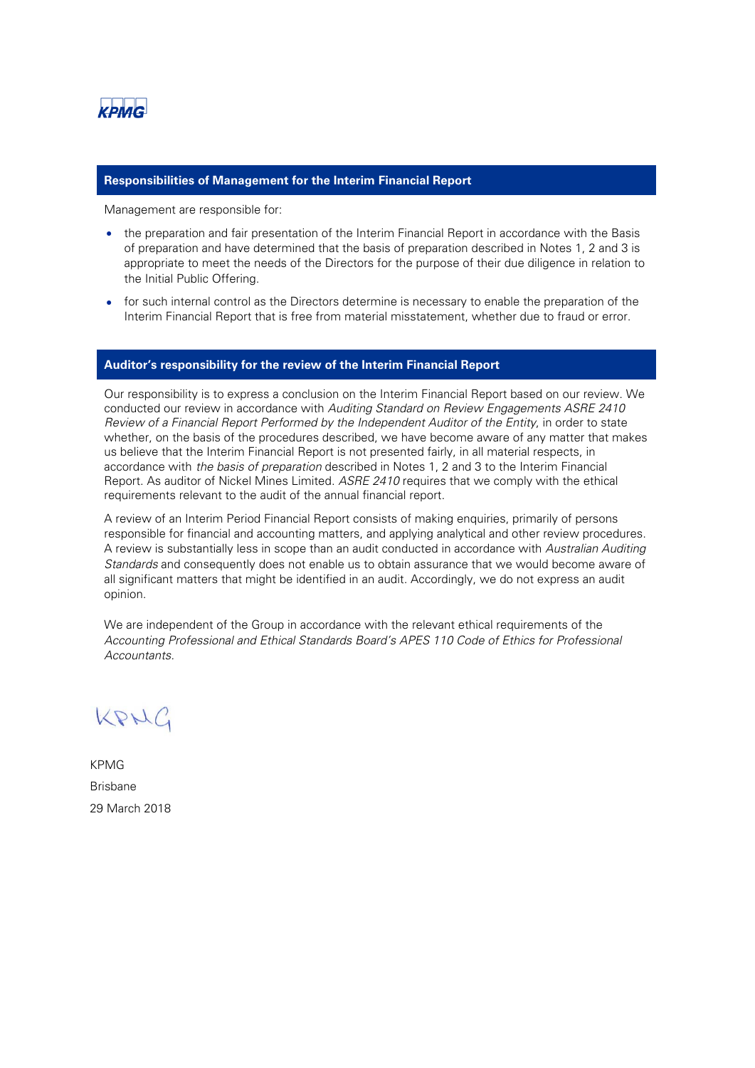## Responsibilities of Management for the Interim Financial Report

Management are responsible for:

- the preparation and fair presentation of the Interim Financial Report in accordance with the Basis of preparation and have determined that the basis of preparation described in Notes 1, 2 and 3 is appropriate to meet the needs of the Directors for the purpose of their due diligence in relation to the Initial Public Offering.
- for such internal control as the Directors determine is necessary to enable the preparation of the Interim Financial Report that is free from material misstatement, whether due to fraud or error.

## Auditor's responsibility for the review of the Interim Financial Report

Our responsibility is to express a conclusion on the Interim Financial Report based on our review. We conducted our review in accordance with *Auditing Standard on Review Engagements ASRE 2410 Review of a Financial Report Performed by the Independent Auditor of the Entity*, in order to state whether, on the basis of the procedures described, we have become aware of any matter that makes us believe that the Interim Financial Report is not presented fairly, in all material respects, in accordance with *the basis of preparation* described in Notes 1, 2 and 3 to the Interim Financial Report. As auditor of Nickel Mines Limited. *ASRE 2410* requires that we comply with the ethical requirements relevant to the audit of the annual financial report.

A review of an Interim Period Financial Report consists of making enquiries, primarily of persons responsible for financial and accounting matters, and applying analytical and other review procedures. A review is substantially less in scope than an audit conducted in accordance with *Australian Auditing Standards* and consequently does not enable us to obtain assurance that we would become aware of all significant matters that might be identified in an audit. Accordingly, we do not express an audit opinion.

We are independent of the Group in accordance with the relevant ethical requirements of the *Accounting Professional and Ethical Standards Board's APES 110 Code of Ethics for Professional Accountants*.

KPMG

KPMG

Brisbane

29 March 2018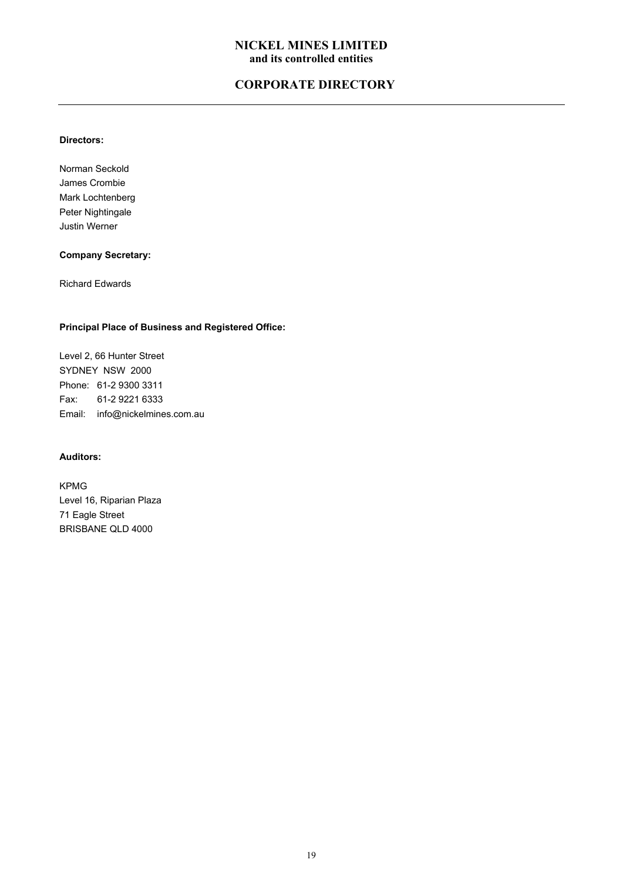# NICKEL MINES LIMITED
**and its controlled entities**

## CORPORATE DIRECTORY

**Directors:**

Norman Seckold
James Crombie
Mark Lochtenberg
Peter Nightingale
Justin Werner

**Company Secretary:**

Richard Edwards

**Principal Place of Business and Registered Office:**

Level 2, 66 Hunter Street
SYDNEY NSW 2000
Phone: 61-2 9300 3311
Fax: 61-2 9221 6333
Email: info@nickelmines.com.au

**Auditors:**

KPMG
Level 16, Riparian Plaza
71 Eagle Street
BRISBANE QLD 4000